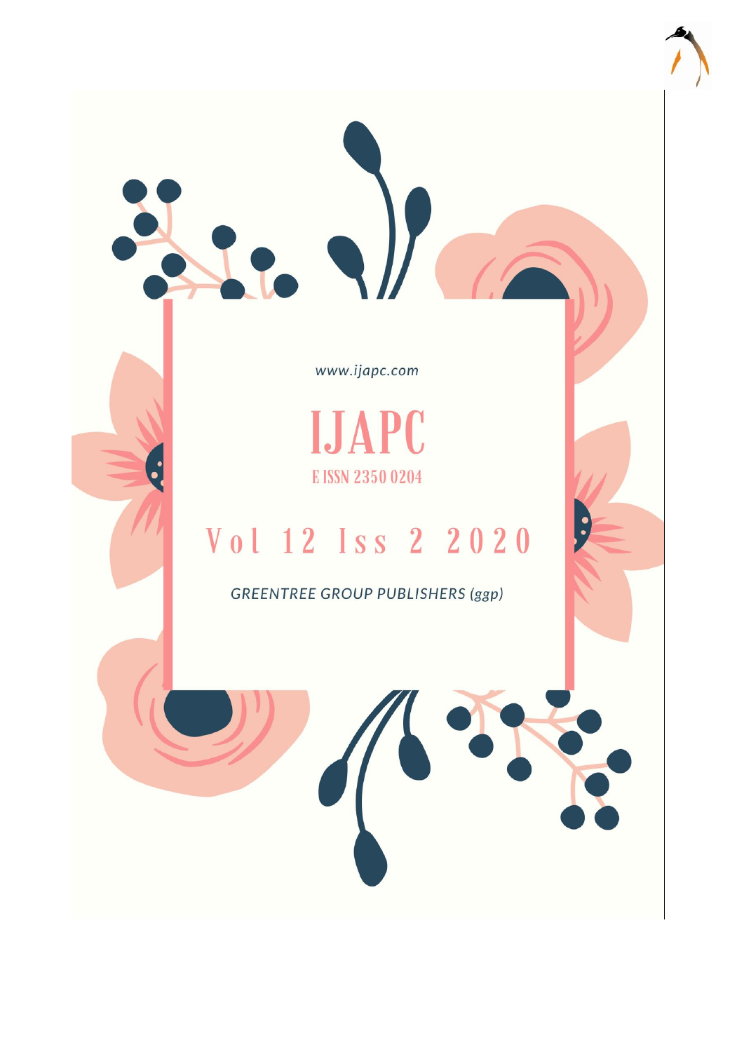www.ijapc.com

# IJAPC

E ISSN 2350 0204

## Vol 12 Iss 2 2020

*GREENTREE GROUP PUBLISHERS (ggp)*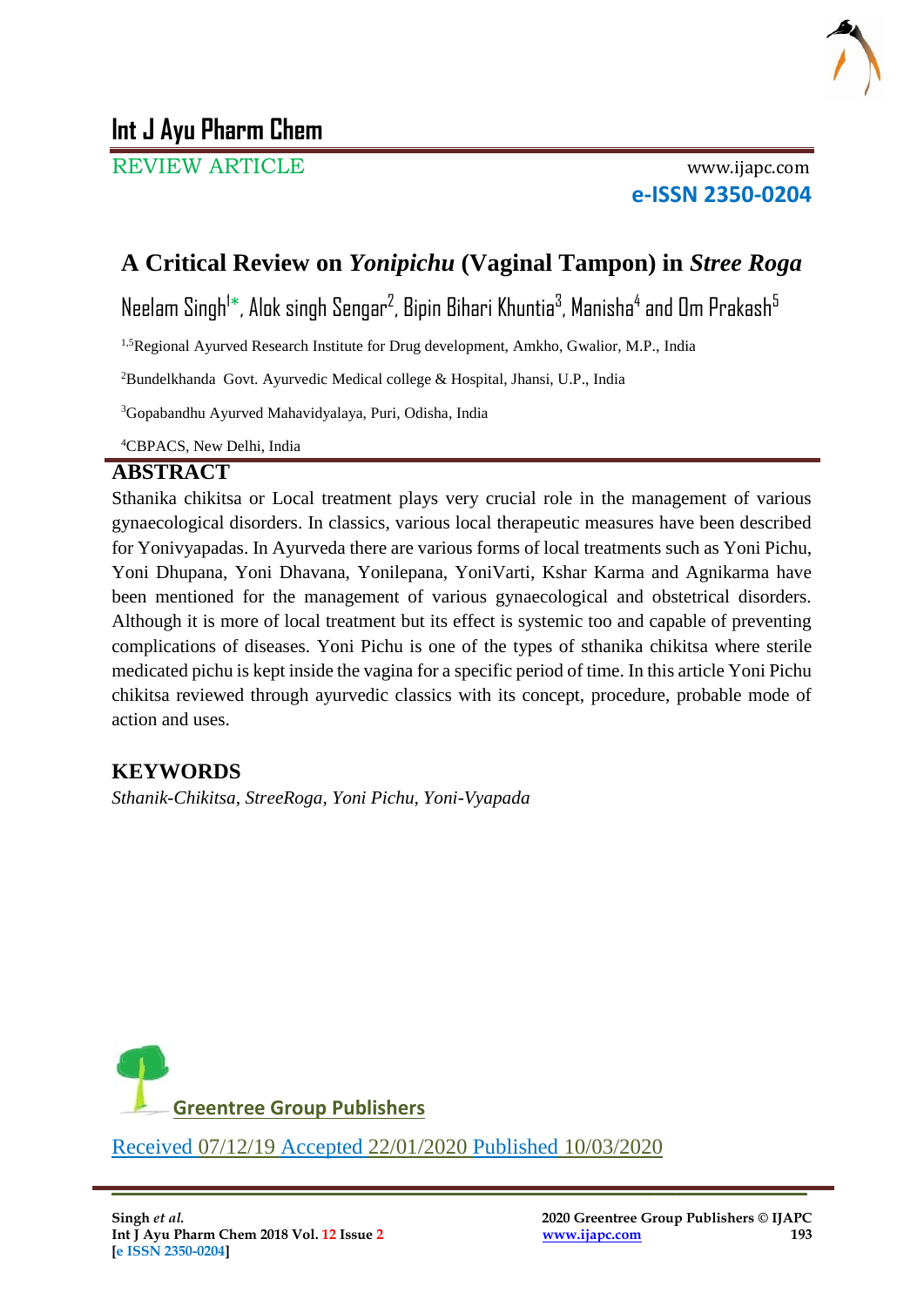# Int J Ayu Pharm Chem

REVIEW ARTICLE

www.ijapc.com

**e-ISSN 2350-0204**

## A Critical Review on *Yonipichu* (Vaginal Tampon) in *Stree Roga*

Neelam Singh[1]*, Alok singh Sengar[2], Bipin Bihari Khuntia[3], Manisha[4] and Om Prakash[5]

[1,5]Regional Ayurved Research Institute for Drug development, Amkho, Gwalior, M.P., India

[2]Bundelkhanda Govt. Ayurvedic Medical college & Hospital, Jhansi, U.P., India

[3]Gopabandhu Ayurved Mahavidyalaya, Puri, Odisha, India

[4]CBPACS, New Delhi, India

## ABSTRACT

Sthanika chikitsa or Local treatment plays very crucial role in the management of various gynaecological disorders. In classics, various local therapeutic measures have been described for Yonivyapadas. In Ayurveda there are various forms of local treatments such as Yoni Pichu, Yoni Dhupana, Yoni Dhavana, Yonilepana, YoniVarti, Kshar Karma and Agnikarma have been mentioned for the management of various gynaecological and obstetrical disorders. Although it is more of local treatment but its effect is systemic too and capable of preventing complications of diseases. Yoni Pichu is one of the types of sthanika chikitsa where sterile medicated pichu is kept inside the vagina for a specific period of time. In this article Yoni Pichu chikitsa reviewed through ayurvedic classics with its concept, procedure, probable mode of action and uses.

## KEYWORDS

*Sthanik-Chikitsa, StreeRoga, Yoni Pichu, Yoni-Vyapada*

Greentree Group Publishers

Received 07/12/19 Accepted 22/01/2020 Published 10/03/2020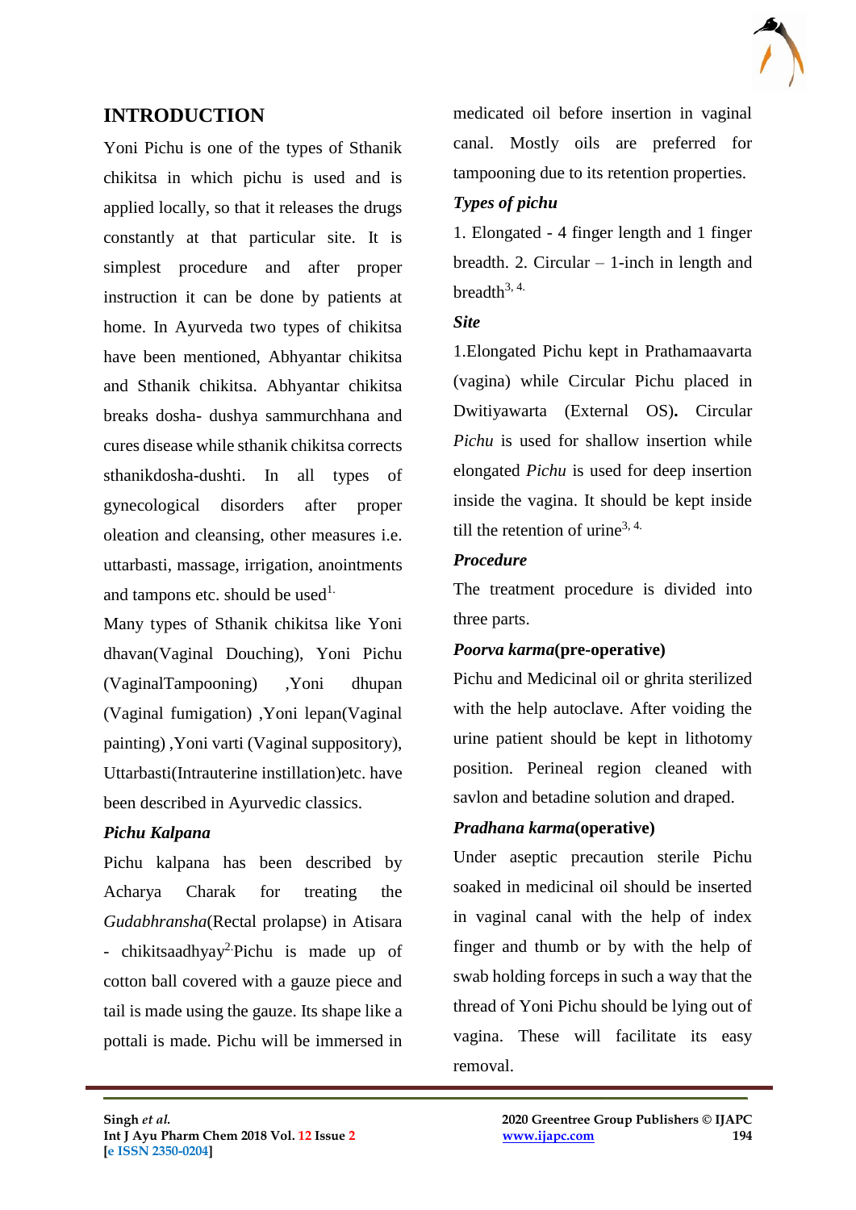## INTRODUCTION

Yoni Pichu is one of the types of Sthanik chikitsa in which pichu is used and is applied locally, so that it releases the drugs constantly at that particular site. It is simplest procedure and after proper instruction it can be done by patients at home. In Ayurveda two types of chikitsa have been mentioned, Abhyantar chikitsa and Sthanik chikitsa. Abhyantar chikitsa breaks dosha- dushya sammurchhana and cures disease while sthanik chikitsa corrects sthanikdosha-dushti. In all types of gynecological disorders after proper oleation and cleansing, other measures i.e. uttarbasti, massage, irrigation, anointments and tampons etc. should be used[1.]

Many types of Sthanik chikitsa like Yoni dhavan(Vaginal Douching), Yoni Pichu (VaginalTampooning) ,Yoni dhupan (Vaginal fumigation) ,Yoni lepan(Vaginal painting) ,Yoni varti (Vaginal suppository), Uttarbasti(Intrauterine instillation)etc. have been described in Ayurvedic classics.

### *Pichu Kalpana*

Pichu kalpana has been described by Acharya Charak for treating the *Gudabhransha*(Rectal prolapse) in Atisara - chikitsaadhyay[2.]Pichu is made up of cotton ball covered with a gauze piece and tail is made using the gauze. Its shape like a pottali is made. Pichu will be immersed in medicated oil before insertion in vaginal canal. Mostly oils are preferred for tampooning due to its retention properties.

### *Types of pichu*

1. Elongated - 4 finger length and 1 finger breadth. 2. Circular – 1-inch in length and breadth[3, 4.]

### *Site*

1.Elongated Pichu kept in Prathamaavarta (vagina) while Circular Pichu placed in Dwitiyawarta (External OS)**.** Circular *Pichu* is used for shallow insertion while elongated *Pichu* is used for deep insertion inside the vagina. It should be kept inside till the retention of urine[3, 4.]

### *Procedure*

The treatment procedure is divided into three parts.

### ***Poorva karma*(pre-operative)**

Pichu and Medicinal oil or ghrita sterilized with the help autoclave. After voiding the urine patient should be kept in lithotomy position. Perineal region cleaned with savlon and betadine solution and draped.

### ***Pradhana karma*(operative)**

Under aseptic precaution sterile Pichu soaked in medicinal oil should be inserted in vaginal canal with the help of index finger and thumb or by with the help of swab holding forceps in such a way that the thread of Yoni Pichu should be lying out of vagina. These will facilitate its easy removal.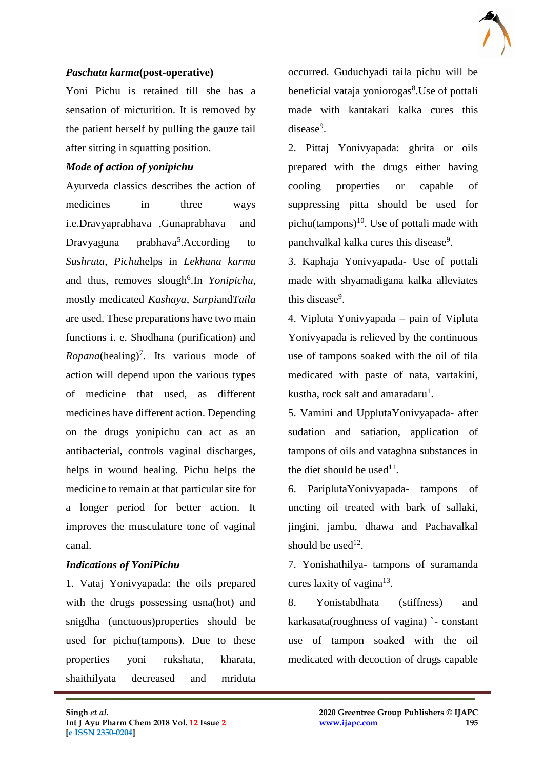***Paschata karma*(post-operative)**

Yoni Pichu is retained till she has a sensation of micturition. It is removed by the patient herself by pulling the gauze tail after sitting in squatting position.

***Mode of action of yonipichu***

Ayurveda classics describes the action of medicines in three ways i.e.Dravyaprabhava ,Gunaprabhava and Dravyaguna prabhava[5].According to *Sushruta*, *Pichu*helps in *Lekhana karma* and thus, removes slough[6].In *Yonipichu*, mostly medicated *Kashaya*, *Sarpi*and*Taila* are used. These preparations have two main functions i. e. Shodhana (purification) and *Ropana*(healing)[7]. Its various mode of action will depend upon the various types of medicine that used, as different medicines have different action. Depending on the drugs yonipichu can act as an antibacterial, controls vaginal discharges, helps in wound healing. Pichu helps the medicine to remain at that particular site for a longer period for better action. It improves the musculature tone of vaginal canal.

***Indications of YoniPichu***

1. Vataj Yonivyapada: the oils prepared with the drugs possessing usna(hot) and snigdha (unctuous)properties should be used for pichu(tampons). Due to these properties yoni rukshata, kharata, shaithilyata decreased and mriduta occurred. Guduchyadi taila pichu will be beneficial vataja yoniorogas[8].Use of pottali made with kantakari kalka cures this disease[9].

2. Pittaj Yonivyapada: ghrita or oils prepared with the drugs either having cooling properties or capable of suppressing pitta should be used for pichu(tampons)[10]. Use of pottali made with panchvalkal kalka cures this disease[9].

3. Kaphaja Yonivyapada- Use of pottali made with shyamadigana kalka alleviates this disease[9].

4. Vipluta Yonivyapada – pain of Vipluta Yonivyapada is relieved by the continuous use of tampons soaked with the oil of tila medicated with paste of nata, vartakini, kustha, rock salt and amaradaru[1].

5. Vamini and UpplutaYonivyapada- after sudation and satiation, application of tampons of oils and vataghna substances in the diet should be used[11].

6. PariplutaYonivyapada- tampons of uncting oil treated with bark of sallaki, jingini, jambu, dhawa and Pachavalkal should be used[12].

7. Yonishathilya- tampons of suramanda cures laxity of vagina[13].

8. Yonistabdhata (stiffness) and karkasata(roughness of vagina) `- constant use of tampon soaked with the oil medicated with decoction of drugs capable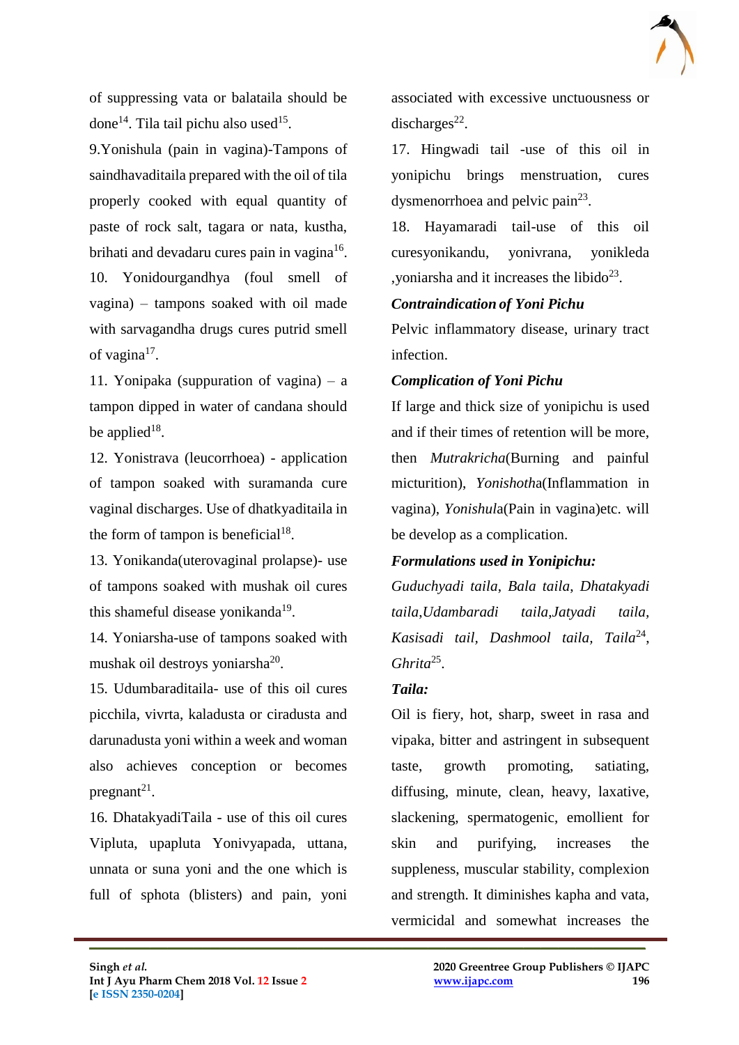of suppressing vata or balataila should be done[14]. Tila tail pichu also used[15].

9.Yonishula (pain in vagina)-Tampons of saindhavaditaila prepared with the oil of tila properly cooked with equal quantity of paste of rock salt, tagara or nata, kustha, brihati and devadaru cures pain in vagina[16].

10. Yonidourgandhya (foul smell of vagina) – tampons soaked with oil made with sarvagandha drugs cures putrid smell of vagina[17].

11. Yonipaka (suppuration of vagina) – a tampon dipped in water of candana should be applied[18].

12. Yonistrava (leucorrhoea) - application of tampon soaked with suramanda cure vaginal discharges. Use of dhatkyaditaila in the form of tampon is beneficial[18].

13. Yonikanda(uterovaginal prolapse)- use of tampons soaked with mushak oil cures this shameful disease yonikanda[19].

14. Yoniarsha-use of tampons soaked with mushak oil destroys yoniarsha[20].

15. Udumbaraditaila- use of this oil cures picchila, vivrta, kaladusta or ciradusta and darunadusta yoni within a week and woman also achieves conception or becomes pregnant[21].

16. DhatakyadiTaila - use of this oil cures Vipluta, upapluta Yonivyapada, uttana, unnata or suna yoni and the one which is full of sphota (blisters) and pain, yoni associated with excessive unctuousness or discharges[22].

17. Hingwadi tail -use of this oil in yonipichu brings menstruation, cures dysmenorrhoea and pelvic pain[23].

18. Hayamaradi tail-use of this oil curesyonikandu, yonivrana, yonikleda ,yoniarsha and it increases the libido[23].

***Contraindication of Yoni Pichu***

Pelvic inflammatory disease, urinary tract infection.

***Complication of Yoni Pichu***

If large and thick size of yonipichu is used and if their times of retention will be more, then *Mutrakricha*(Burning and painful micturition), *Yonishotha*(Inflammation in vagina), *Yonishula*(Pain in vagina)etc. will be develop as a complication.

***Formulations used in Yonipichu:***

*Guduchyadi taila*, *Bala taila*, *Dhatakyadi taila*,*Udambaradi taila*,*Jatyadi taila*, *Kasisadi tail*, *Dashmool taila*, *Taila*[24], *Ghrita*[25].

***Taila:***

Oil is fiery, hot, sharp, sweet in rasa and vipaka, bitter and astringent in subsequent taste, growth promoting, satiating, diffusing, minute, clean, heavy, laxative, slackening, spermatogenic, emollient for skin and purifying, increases the suppleness, muscular stability, complexion and strength. It diminishes kapha and vata, vermicidal and somewhat increases the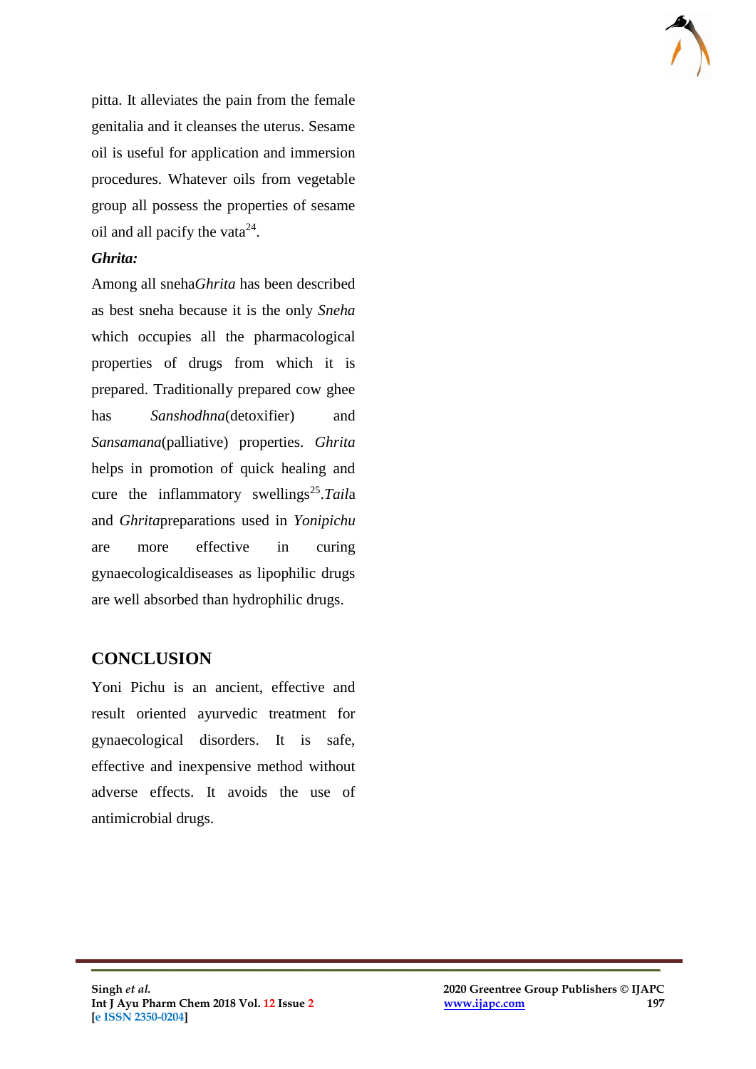pitta. It alleviates the pain from the female genitalia and it cleanses the uterus. Sesame oil is useful for application and immersion procedures. Whatever oils from vegetable group all possess the properties of sesame oil and all pacify the vata[24].

***Ghrita:***

Among all sneha*Ghrita* has been described as best sneha because it is the only *Sneha* which occupies all the pharmacological properties of drugs from which it is prepared. Traditionally prepared cow ghee has *Sanshodhna*(detoxifier) and *Sansamana*(palliative) properties. *Ghrita* helps in promotion of quick healing and cure the inflammatory swellings[25].*Taila* and *Ghrita*preparations used in *Yonipichu* are more effective in curing gynaecologicaldiseases as lipophilic drugs are well absorbed than hydrophilic drugs.

## CONCLUSION

Yoni Pichu is an ancient, effective and result oriented ayurvedic treatment for gynaecological disorders. It is safe, effective and inexpensive method without adverse effects. It avoids the use of antimicrobial drugs.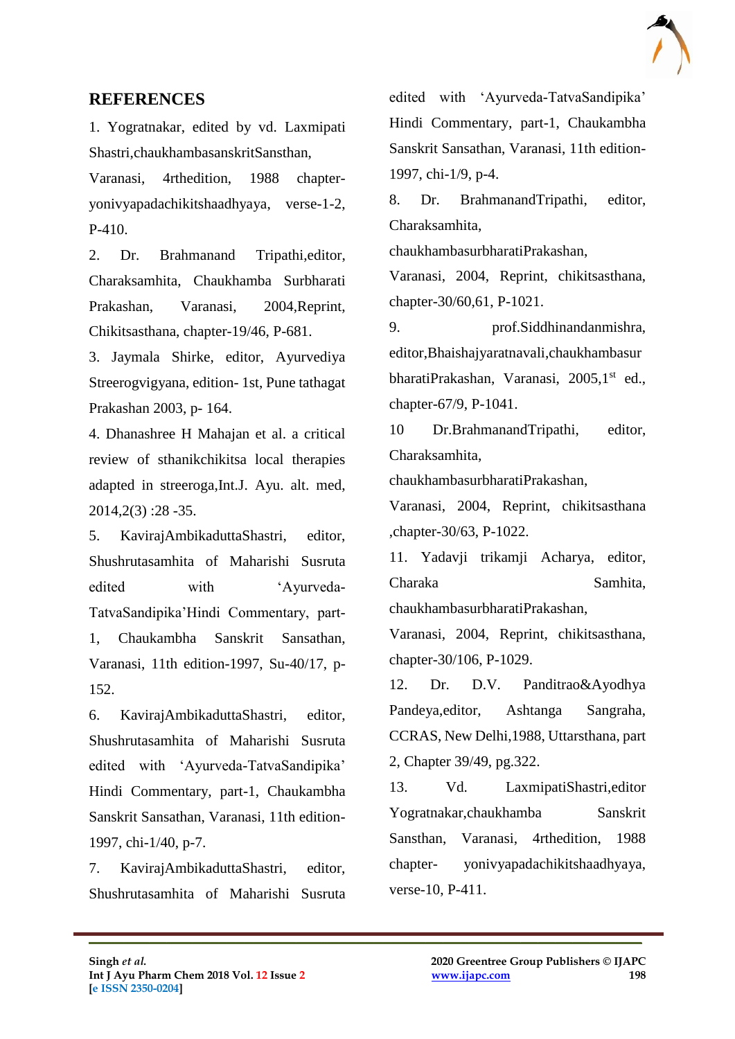## REFERENCES

1. Yogratnakar, edited by vd. Laxmipati Shastri,chaukhambasanskritSansthan, Varanasi, 4rthedition, 1988 chapter- yonivyapadachikitshaadhyaya, verse-1-2, P-410.
2. Dr. Brahmanand Tripathi,editor, Charaksamhita, Chaukhamba Surbharati Prakashan, Varanasi, 2004,Reprint, Chikitsasthana, chapter-19/46, P-681.
3. Jaymala Shirke, editor, Ayurvediya Streerogvigyana, edition- 1st, Pune tathagat Prakashan 2003, p- 164.
4. Dhanashree H Mahajan et al. a critical review of sthanikchikitsa local therapies adapted in streeroga,Int.J. Ayu. alt. med, 2014,2(3) :28 -35.
5. KavirajAmbikaduttaShastri, editor, Shushrutasamhita of Maharishi Susruta edited with 'Ayurveda-TatvaSandipika'Hindi Commentary, part-1, Chaukambha Sanskrit Sansathan, Varanasi, 11th edition-1997, Su-40/17, p-152.
6. KavirajAmbikaduttaShastri, editor, Shushrutasamhita of Maharishi Susruta edited with 'Ayurveda-TatvaSandipika' Hindi Commentary, part-1, Chaukambha Sanskrit Sansathan, Varanasi, 11th edition-1997, chi-1/40, p-7.
7. KavirajAmbikaduttaShastri, editor, Shushrutasamhita of Maharishi Susruta edited with 'Ayurveda-TatvaSandipika' Hindi Commentary, part-1, Chaukambha Sanskrit Sansathan, Varanasi, 11th edition-1997, chi-1/9, p-4.
8. Dr. BrahmanandTripathi, editor, Charaksamhita, chaukhambasurbharatiPrakashan, Varanasi, 2004, Reprint, chikitsasthana, chapter-30/60,61, P-1021.
9. prof.Siddhinandanmishra, editor,Bhaishajyaratnavali,chaukhambasurbharatiPrakashan, Varanasi, 2005,1st ed., chapter-67/9, P-1041.
10. Dr.BrahmanandTripathi, editor, Charaksamhita, chaukhambasurbharatiPrakashan, Varanasi, 2004, Reprint, chikitsasthana ,chapter-30/63, P-1022.
11. Yadavji trikamji Acharya, editor, Charaka Samhita, chaukhambasurbharatiPrakashan, Varanasi, 2004, Reprint, chikitsasthana, chapter-30/106, P-1029.
12. Dr. D.V. Panditrao&Ayodhya Pandeya,editor, Ashtanga Sangraha, CCRAS, New Delhi,1988, Uttarsthana, part 2, Chapter 39/49, pg.322.
13. Vd. LaxmipatiShastri,editor Yogratnakar,chaukhamba Sanskrit Sansthan, Varanasi, 4rthedition, 1988 chapter- yonivyapadachikitshaadhyaya, verse-10, P-411.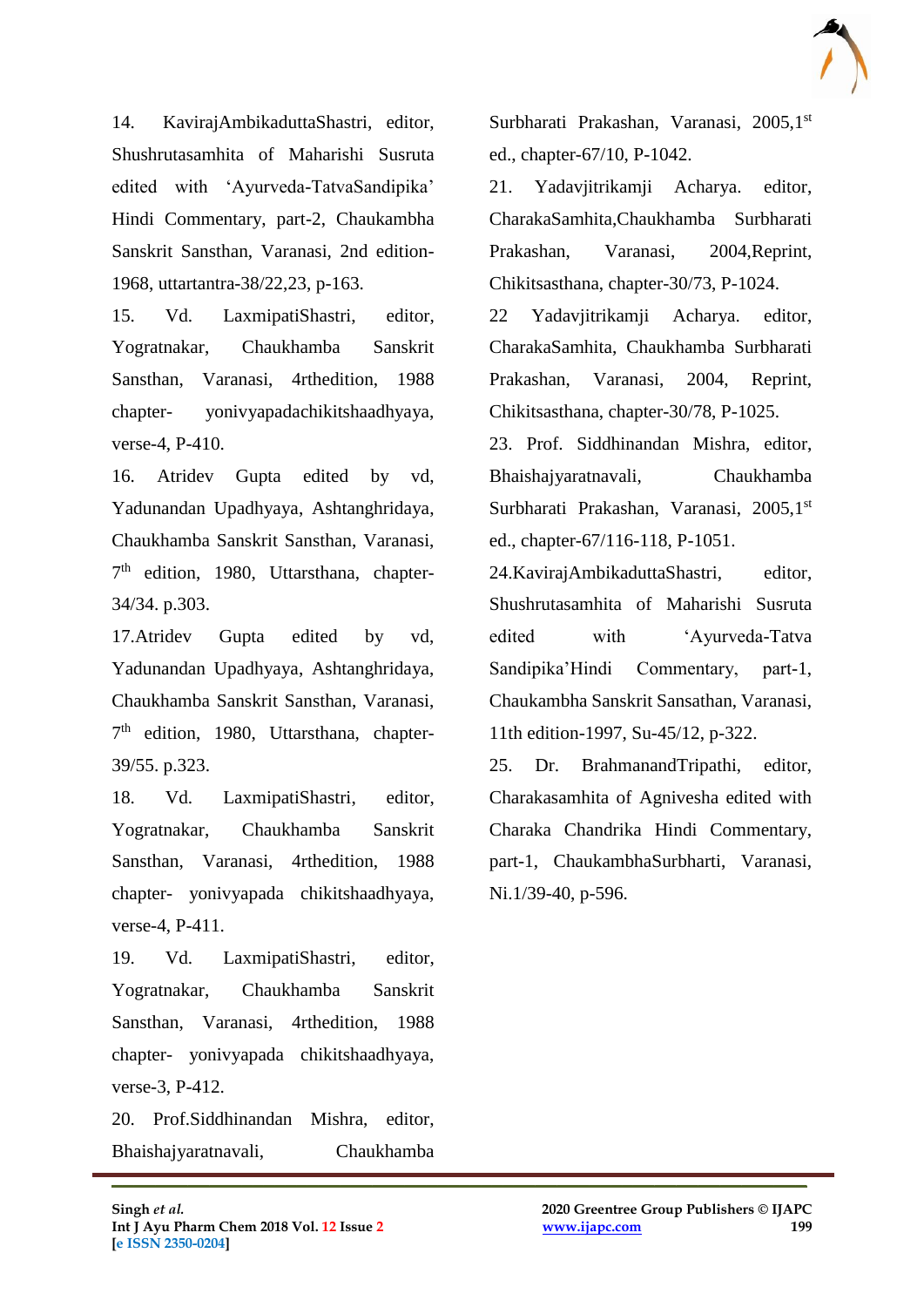14. KavirajAmbikaduttaShastri, editor, Shushrutasamhita of Maharishi Susruta edited with 'Ayurveda-TatvaSandipika' Hindi Commentary, part-2, Chaukambha Sanskrit Sansthan, Varanasi, 2nd edition-1968, uttartantra-38/22,23, p-163.

15. Vd. LaxmipatiShastri, editor, Yogratnakar, Chaukhamba Sanskrit Sansthan, Varanasi, 4rthedition, 1988 chapter- yonivyapadachikitshaadhyaya, verse-4, P-410.

16. Atridev Gupta edited by vd, Yadunandan Upadhyaya, Ashtanghridaya, Chaukhamba Sanskrit Sansthan, Varanasi, 7th edition, 1980, Uttarsthana, chapter-34/34. p.303.

17.Atridev Gupta edited by vd, Yadunandan Upadhyaya, Ashtanghridaya, Chaukhamba Sanskrit Sansthan, Varanasi, 7th edition, 1980, Uttarsthana, chapter-39/55. p.323.

18. Vd. LaxmipatiShastri, editor, Yogratnakar, Chaukhamba Sanskrit Sansthan, Varanasi, 4rthedition, 1988 chapter- yonivyapada chikitshaadhyaya, verse-4, P-411.

19. Vd. LaxmipatiShastri, editor, Yogratnakar, Chaukhamba Sanskrit Sansthan, Varanasi, 4rthedition, 1988 chapter- yonivyapada chikitshaadhyaya, verse-3, P-412.

20. Prof.Siddhinandan Mishra, editor, Bhaishajyaratnavali, Chaukhamba Surbharati Prakashan, Varanasi, 2005,1st ed., chapter-67/10, P-1042.

21. Yadavjitrikamji Acharya. editor, CharakaSamhita,Chaukhamba Surbharati Prakashan, Varanasi, 2004,Reprint, Chikitsasthana, chapter-30/73, P-1024.

22 Yadavjitrikamji Acharya. editor, CharakaSamhita, Chaukhamba Surbharati Prakashan, Varanasi, 2004, Reprint, Chikitsasthana, chapter-30/78, P-1025.

23. Prof. Siddhinandan Mishra, editor, Bhaishajyaratnavali, Chaukhamba Surbharati Prakashan, Varanasi, 2005,1st ed., chapter-67/116-118, P-1051.

24.KavirajAmbikaduttaShastri, editor, Shushrutasamhita of Maharishi Susruta edited with 'Ayurveda-Tatva Sandipika'Hindi Commentary, part-1, Chaukambha Sanskrit Sansathan, Varanasi, 11th edition-1997, Su-45/12, p-322.

25. Dr. BrahmanandTripathi, editor, Charakasamhita of Agnivesha edited with Charaka Chandrika Hindi Commentary, part-1, ChaukambhaSurbharti, Varanasi, Ni.1/39-40, p-596.